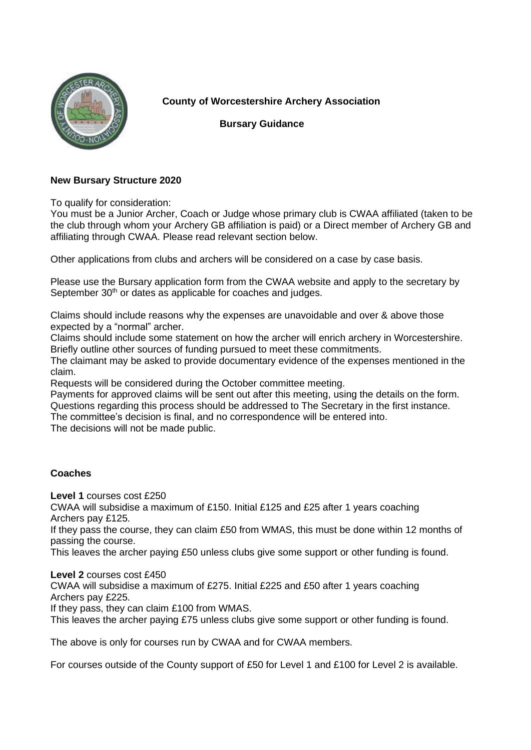**County of Worcestershire Archery Association**

**Bursary Guidance**

**New Bursary Structure 2020**

To qualify for consideration:
You must be a Junior Archer, Coach or Judge whose primary club is CWAA affiliated (taken to be the club through whom your Archery GB affiliation is paid) or a Direct member of Archery GB and affiliating through CWAA. Please read relevant section below.

Other applications from clubs and archers will be considered on a case by case basis.

Please use the Bursary application form from the CWAA website and apply to the secretary by September 30th or dates as applicable for coaches and judges.

Claims should include reasons why the expenses are unavoidable and over & above those expected by a "normal" archer.
Claims should include some statement on how the archer will enrich archery in Worcestershire.
Briefly outline other sources of funding pursued to meet these commitments.
The claimant may be asked to provide documentary evidence of the expenses mentioned in the claim.
Requests will be considered during the October committee meeting.
Payments for approved claims will be sent out after this meeting, using the details on the form.
Questions regarding this process should be addressed to The Secretary in the first instance.
The committee's decision is final, and no correspondence will be entered into.
The decisions will not be made public.

**Coaches**

**Level 1** courses cost £250
CWAA will subsidise a maximum of £150. Initial £125 and £25 after 1 years coaching
Archers pay £125.
If they pass the course, they can claim £50 from WMAS, this must be done within 12 months of passing the course.
This leaves the archer paying £50 unless clubs give some support or other funding is found.

**Level 2** courses cost £450
CWAA will subsidise a maximum of £275. Initial £225 and £50 after 1 years coaching
Archers pay £225.
If they pass, they can claim £100 from WMAS.
This leaves the archer paying £75 unless clubs give some support or other funding is found.

The above is only for courses run by CWAA and for CWAA members.

For courses outside of the County support of £50 for Level 1 and £100 for Level 2 is available.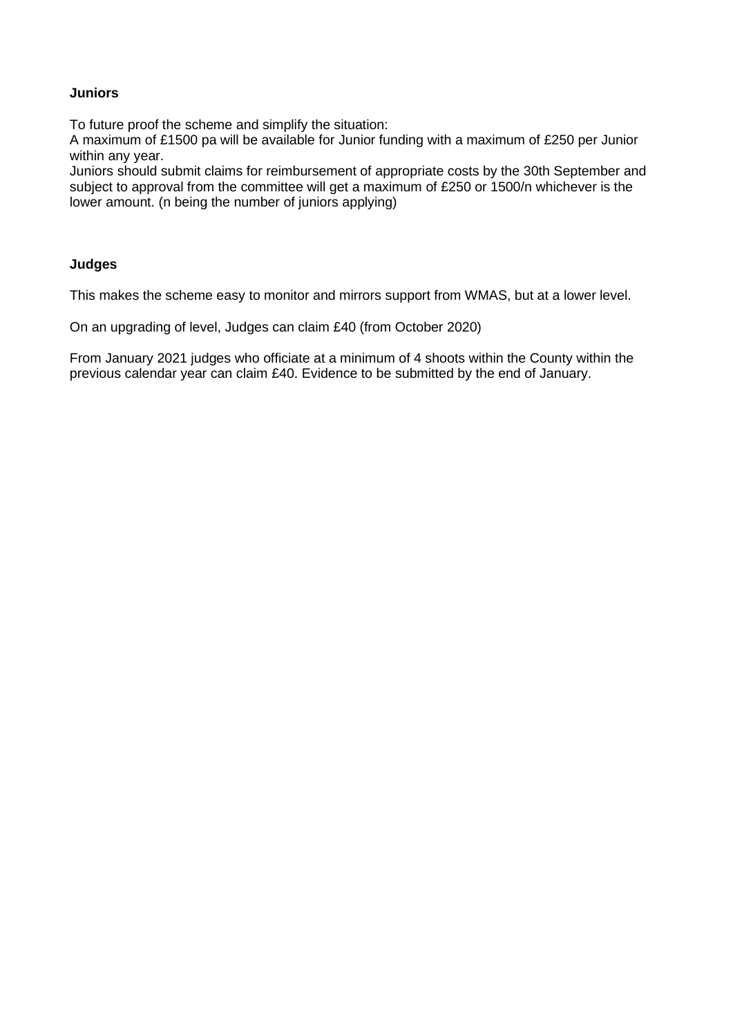**Juniors**

To future proof the scheme and simplify the situation:
A maximum of £1500 pa will be available for Junior funding with a maximum of £250 per Junior within any year.
Juniors should submit claims for reimbursement of appropriate costs by the 30th September and subject to approval from the committee will get a maximum of £250 or 1500/n whichever is the lower amount. (n being the number of juniors applying)

**Judges**

This makes the scheme easy to monitor and mirrors support from WMAS, but at a lower level.

On an upgrading of level, Judges can claim £40 (from October 2020)

From January 2021 judges who officiate at a minimum of 4 shoots within the County within the previous calendar year can claim £40. Evidence to be submitted by the end of January.